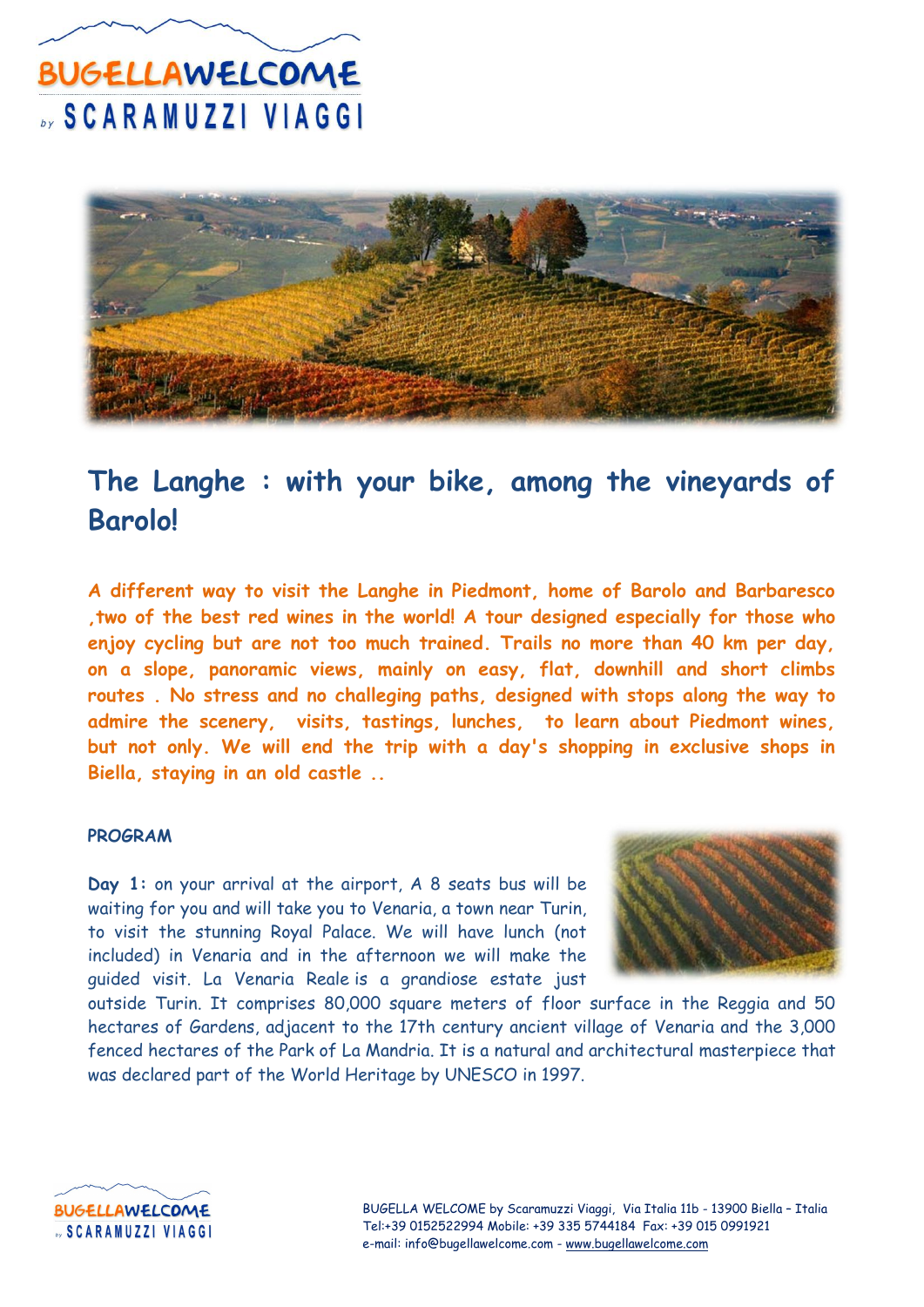# The Langhe : with your bike, among the vineyards of Barolo!

**A different way to visit the Langhe in Piedmont, home of Barolo and Barbaresco ,two of the best red wines in the world! A tour designed especially for those who enjoy cycling but are not too much trained. Trails no more than 40 km per day, on a slope, panoramic views, mainly on easy, flat, downhill and short climbs routes . No stress and no challeging paths, designed with stops along the way to admire the scenery, visits, tastings, lunches, to learn about Piedmont wines, but not only. We will end the trip with a day's shopping in exclusive shops in Biella, staying in an old castle ..**

**PROGRAM**

**Day 1:** on your arrival at the airport, A 8 seats bus will be waiting for you and will take you to Venaria, a town near Turin, to visit the stunning Royal Palace. We will have lunch (not included) in Venaria and in the afternoon we will make the guided visit. La Venaria Reale is a grandiose estate just outside Turin. It comprises 80,000 square meters of floor surface in the Reggia and 50 hectares of Gardens, adjacent to the 17th century ancient village of Venaria and the 3,000 fenced hectares of the Park of La Mandria. It is a natural and architectural masterpiece that was declared part of the World Heritage by UNESCO in 1997.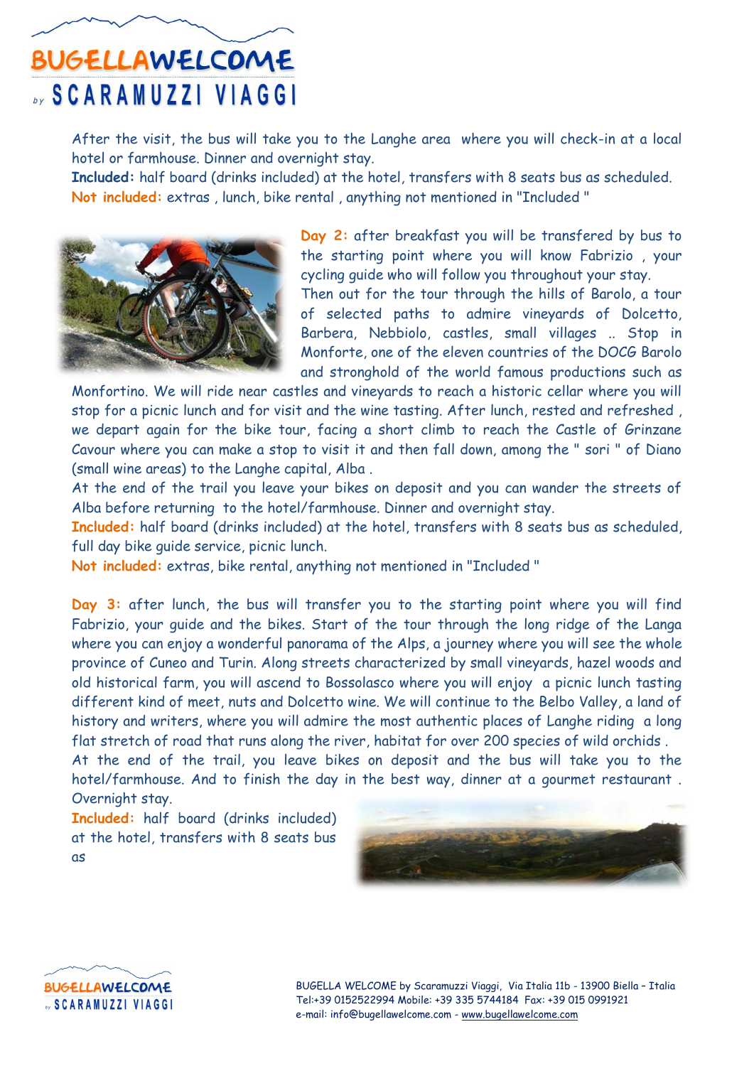After the visit, the bus will take you to the Langhe area where you will check-in at a local hotel or farmhouse. Dinner and overnight stay.

**Included:** half board (drinks included) at the hotel, transfers with 8 seats bus as scheduled.

**Not included:** extras , lunch, bike rental , anything not mentioned in "Included "

**Day 2:** after breakfast you will be transfered by bus to the starting point where you will know Fabrizio , your cycling guide who will follow you throughout your stay.

Then out for the tour through the hills of Barolo, a tour of selected paths to admire vineyards of Dolcetto, Barbera, Nebbiolo, castles, small villages .. Stop in Monforte, one of the eleven countries of the DOCG Barolo and stronghold of the world famous productions such as Monfortino. We will ride near castles and vineyards to reach a historic cellar where you will stop for a picnic lunch and for visit and the wine tasting. After lunch, rested and refreshed , we depart again for the bike tour, facing a short climb to reach the Castle of Grinzane Cavour where you can make a stop to visit it and then fall down, among the " sori " of Diano (small wine areas) to the Langhe capital, Alba .

At the end of the trail you leave your bikes on deposit and you can wander the streets of Alba before returning to the hotel/farmhouse. Dinner and overnight stay.

**Included:** half board (drinks included) at the hotel, transfers with 8 seats bus as scheduled, full day bike guide service, picnic lunch.

**Not included:** extras, bike rental, anything not mentioned in "Included "

**Day 3:** after lunch, the bus will transfer you to the starting point where you will find Fabrizio, your guide and the bikes. Start of the tour through the long ridge of the Langa where you can enjoy a wonderful panorama of the Alps, a journey where you will see the whole province of Cuneo and Turin. Along streets characterized by small vineyards, hazel woods and old historical farm, you will ascend to Bossolasco where you will enjoy a picnic lunch tasting different kind of meet, nuts and Dolcetto wine. We will continue to the Belbo Valley, a land of history and writers, where you will admire the most authentic places of Langhe riding a long flat stretch of road that runs along the river, habitat for over 200 species of wild orchids .

At the end of the trail, you leave bikes on deposit and the bus will take you to the hotel/farmhouse. And to finish the day in the best way, dinner at a gourmet restaurant . Overnight stay.

**Included:** half board (drinks included) at the hotel, transfers with 8 seats bus as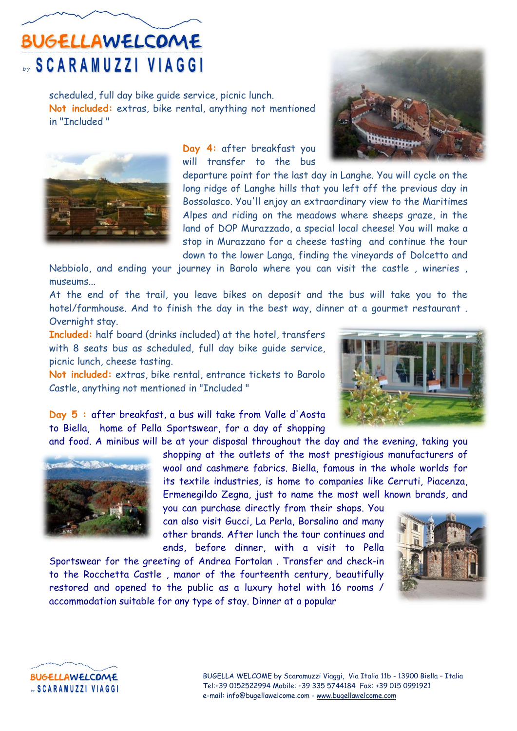scheduled, full day bike guide service, picnic lunch.
**Not included:** extras, bike rental, anything not mentioned in "Included "

**Day 4:** after breakfast you will transfer to the bus departure point for the last day in Langhe. You will cycle on the long ridge of Langhe hills that you left off the previous day in Bossolasco. You'll enjoy an extraordinary view to the Maritimes Alpes and riding on the meadows where sheeps graze, in the land of DOP Murazzado, a special local cheese! You will make a stop in Murazzano for a cheese tasting and continue the tour down to the lower Langa, finding the vineyards of Dolcetto and Nebbiolo, and ending your journey in Barolo where you can visit the castle , wineries , museums...

At the end of the trail, you leave bikes on deposit and the bus will take you to the hotel/farmhouse. And to finish the day in the best way, dinner at a gourmet restaurant . Overnight stay.

**Included:** half board (drinks included) at the hotel, transfers with 8 seats bus as scheduled, full day bike guide service, picnic lunch, cheese tasting.
**Not included:** extras, bike rental, entrance tickets to Barolo Castle, anything not mentioned in "Included "

**Day 5 :** after breakfast, a bus will take from Valle d'Aosta to Biella, home of Pella Sportswear, for a day of shopping and food. A minibus will be at your disposal throughout the day and the evening, taking you shopping at the outlets of the most prestigious manufacturers of wool and cashmere fabrics. Biella, famous in the whole worlds for its textile industries, is home to companies like Cerruti, Piacenza, Ermenegildo Zegna, just to name the most well known brands, and you can purchase directly from their shops. You can also visit Gucci, La Perla, Borsalino and many other brands. After lunch the tour continues and ends, before dinner, with a visit to Pella Sportswear for the greeting of Andrea Fortolan . Transfer and check-in to the Rocchetta Castle , manor of the fourteenth century, beautifully restored and opened to the public as a luxury hotel with 16 rooms / accommodation suitable for any type of stay. Dinner at a popular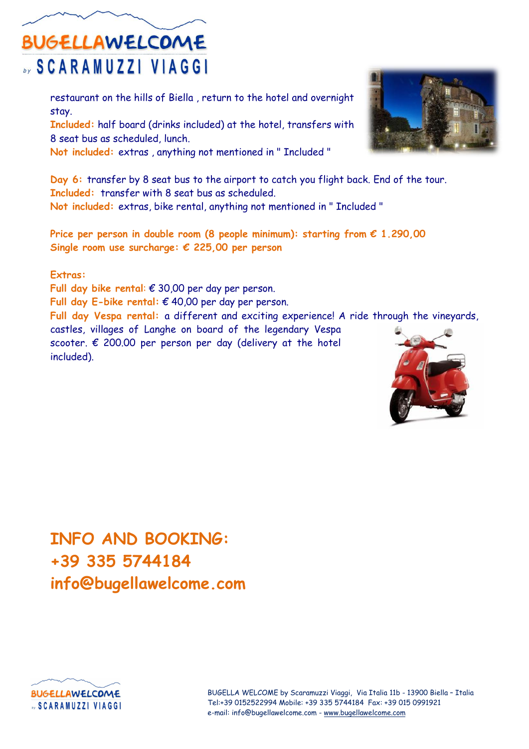restaurant on the hills of Biella , return to the hotel and overnight stay.
**Included:** half board (drinks included) at the hotel, transfers with 8 seat bus as scheduled, lunch.
**Not included:** extras , anything not mentioned in " Included "

**Day 6:** transfer by 8 seat bus to the airport to catch you flight back. End of the tour.
**Included:** transfer with 8 seat bus as scheduled.
**Not included:** extras, bike rental, anything not mentioned in " Included "

**Price per person in double room (8 people minimum): starting from € 1.290,00**
**Single room use surcharge: € 225,00 per person**

**Extras:**
**Full day bike rental**: € 30,00 per day per person.
**Full day E-bike rental:** € 40,00 per day per person.
**Full day Vespa rental:** a different and exciting experience! A ride through the vineyards, castles, villages of Langhe on board of the legendary Vespa scooter. € 200.00 per person per day (delivery at the hotel included).

## INFO AND BOOKING:
## +39 335 5744184
## info@bugellawelcome.com

BUGELLA WELCOME by Scaramuzzi Viaggi, Via Italia 11b - 13900 Biella – Italia
Tel:+39 0152522994 Mobile: +39 335 5744184 Fax: +39 015 0991921
e-mail: info@bugellawelcome.com - www.bugellawelcome.com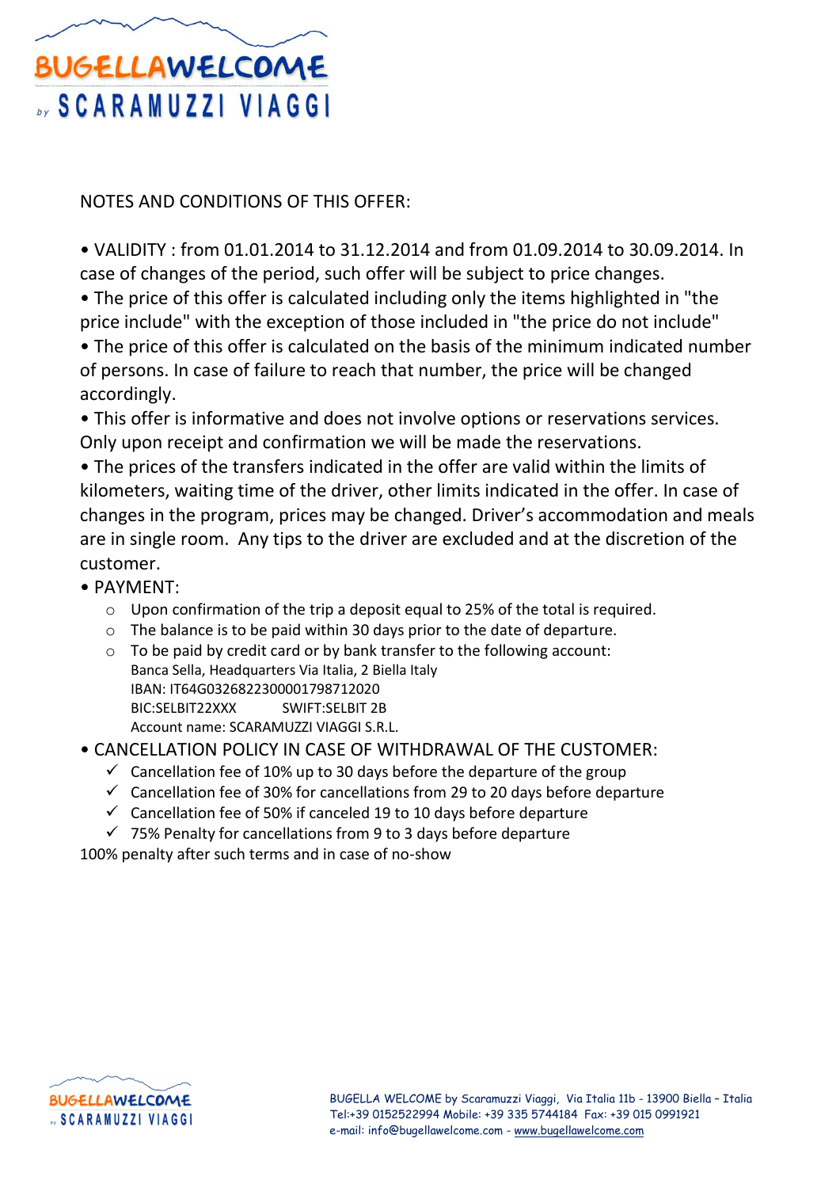NOTES AND CONDITIONS OF THIS OFFER:

• VALIDITY : from 01.01.2014 to 31.12.2014 and from 01.09.2014 to 30.09.2014. In case of changes of the period, such offer will be subject to price changes.
• The price of this offer is calculated including only the items highlighted in "the price include" with the exception of those included in "the price do not include"
• The price of this offer is calculated on the basis of the minimum indicated number of persons. In case of failure to reach that number, the price will be changed accordingly.
• This offer is informative and does not involve options or reservations services. Only upon receipt and confirmation we will be made the reservations.
• The prices of the transfers indicated in the offer are valid within the limits of kilometers, waiting time of the driver, other limits indicated in the offer. In case of changes in the program, prices may be changed. Driver's accommodation and meals are in single room. Any tips to the driver are excluded and at the discretion of the customer.
• PAYMENT:
  - Upon confirmation of the trip a deposit equal to 25% of the total is required.
  - The balance is to be paid within 30 days prior to the date of departure.
  - To be paid by credit card or by bank transfer to the following account:
    Banca Sella, Headquarters Via Italia, 2 Biella Italy
    IBAN: IT64G0326822300001798712020
    BIC:SELBIT22XXX SWIFT:SELBIT 2B
    Account name: SCARAMUZZI VIAGGI S.R.L.
• CANCELLATION POLICY IN CASE OF WITHDRAWAL OF THE CUSTOMER:
  - ✓ Cancellation fee of 10% up to 30 days before the departure of the group
  - ✓ Cancellation fee of 30% for cancellations from 29 to 20 days before departure
  - ✓ Cancellation fee of 50% if canceled 19 to 10 days before departure
  - ✓ 75% Penalty for cancellations from 9 to 3 days before departure

100% penalty after such terms and in case of no-show